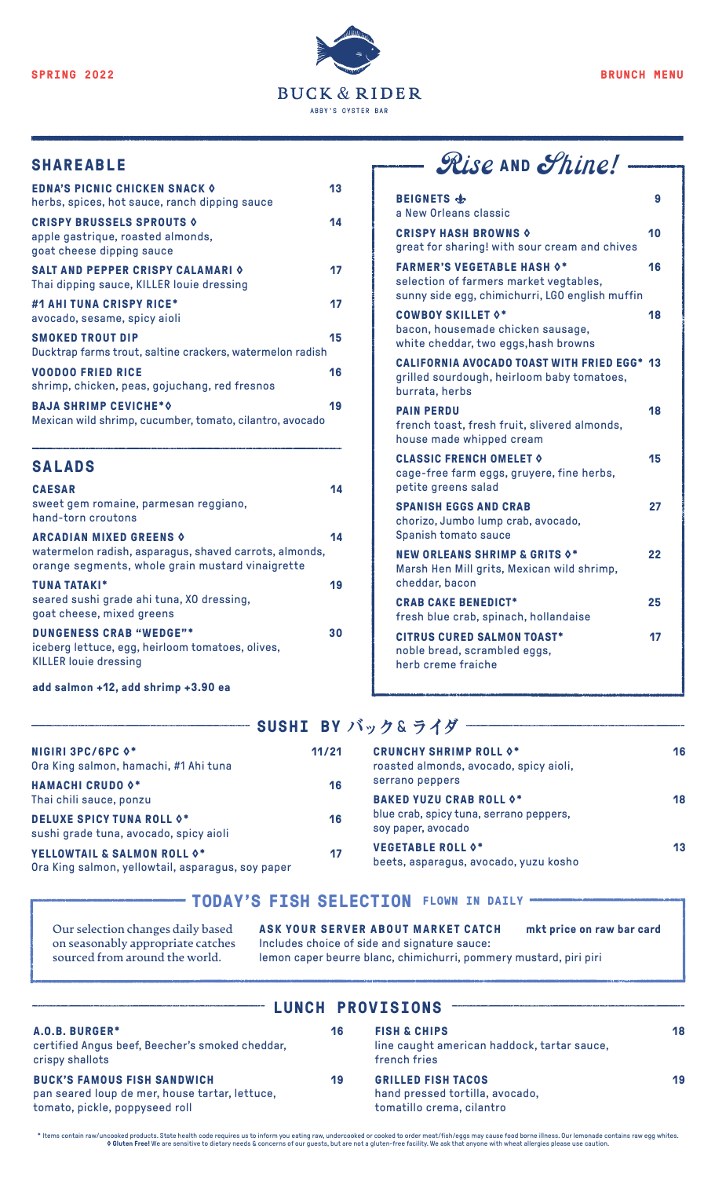SPRING 2022

# BUCK & RIDER

ABBY'S OYSTER BAR

BRUNCH MENU

## SHAREABLE

**EDNA'S PICNIC CHICKEN SNACK ◊** 13
herbs, spices, hot sauce, ranch dipping sauce

**CRISPY BRUSSELS SPROUTS ◊** 14
apple gastrique, roasted almonds, goat cheese dipping sauce

**SALT AND PEPPER CRISPY CALAMARI ◊** 17
Thai dipping sauce, KILLER louie dressing

**#1 AHI TUNA CRISPY RICE*** 17
avocado, sesame, spicy aioli

**SMOKED TROUT DIP** 15
Ducktrap farms trout, saltine crackers, watermelon radish

**VOODOO FRIED RICE** 16
shrimp, chicken, peas, gojuchang, red fresnos

**BAJA SHRIMP CEVICHE*◊** 19
Mexican wild shrimp, cucumber, tomato, cilantro, avocado

## SALADS

**CAESAR** 14
sweet gem romaine, parmesan reggiano, hand-torn croutons

**ARCADIAN MIXED GREENS ◊** 14
watermelon radish, asparagus, shaved carrots, almonds, orange segments, whole grain mustard vinaigrette

**TUNA TATAKI*** 19
seared sushi grade ahi tuna, XO dressing, goat cheese, mixed greens

**DUNGENESS CRAB "WEDGE"*** 30
iceberg lettuce, egg, heirloom tomatoes, olives, KILLER louie dressing

**add salmon +12, add shrimp +3.90 ea**

## Rise AND Shine!

**BEIGNETS** 9
a New Orleans classic

**CRISPY HASH BROWNS ◊** 10
great for sharing! with sour cream and chives

**FARMER'S VEGETABLE HASH ◊*** 16
selection of farmers market vegtables, sunny side egg, chimichurri, LGO english muffin

**COWBOY SKILLET ◊*** 18
bacon, housemade chicken sausage, white cheddar, two eggs,hash browns

**CALIFORNIA AVOCADO TOAST WITH FRIED EGG*** 13
grilled sourdough, heirloom baby tomatoes, burrata, herbs

**PAIN PERDU** 18
french toast, fresh fruit, slivered almonds, house made whipped cream

**CLASSIC FRENCH OMELET ◊** 15
cage-free farm eggs, gruyere, fine herbs, petite greens salad

**SPANISH EGGS AND CRAB** 27
chorizo, Jumbo lump crab, avocado, Spanish tomato sauce

**NEW ORLEANS SHRIMP & GRITS ◊*** 22
Marsh Hen Mill grits, Mexican wild shrimp, cheddar, bacon

**CRAB CAKE BENEDICT*** 25
fresh blue crab, spinach, hollandaise

**CITRUS CURED SALMON TOAST*** 17
noble bread, scrambled eggs, herb creme fraiche

## SUSHI BY バック& ライダ

**NIGIRI 3PC/6PC ◊*** 11/21
Ora King salmon, hamachi, #1 Ahi tuna

**HAMACHI CRUDO ◊*** 16
Thai chili sauce, ponzu

**DELUXE SPICY TUNA ROLL ◊*** 16
sushi grade tuna, avocado, spicy aioli

**YELLOWTAIL & SALMON ROLL ◊*** 17
Ora King salmon, yellowtail, asparagus, soy paper

**CRUNCHY SHRIMP ROLL ◊*** 16
roasted almonds, avocado, spicy aioli, serrano peppers

**BAKED YUZU CRAB ROLL ◊*** 18
blue crab, spicy tuna, serrano peppers, soy paper, avocado

**VEGETABLE ROLL ◊*** 13
beets, asparagus, avocado, yuzu kosho

## TODAY'S FISH SELECTION FLOWN IN DAILY

Our selection changes daily based on seasonably appropriate catches sourced from around the world.

**ASK YOUR SERVER ABOUT MARKET CATCH** — **mkt price on raw bar card**
Includes choice of side and signature sauce:
lemon caper beurre blanc, chimichurri, pommery mustard, piri piri

## LUNCH PROVISIONS

**A.O.B. BURGER*** 16
certified Angus beef, Beecher's smoked cheddar, crispy shallots

**BUCK'S FAMOUS FISH SANDWICH** 19
pan seared loup de mer, house tartar, lettuce, tomato, pickle, poppyseed roll

**FISH & CHIPS** 18
line caught american haddock, tartar sauce, french fries

**GRILLED FISH TACOS** 19
hand pressed tortilla, avocado, tomatillo crema, cilantro

\* Items contain raw/uncooked products. State health code requires us to inform you eating raw, undercooked or cooked to order meat/fish/eggs may cause food borne illness. Our lemonade contains raw egg whites.
◊ **Gluten Free!** We are sensitive to dietary needs & concerns of our guests, but are not a gluten-free facility. We ask that anyone with wheat allergies please use caution.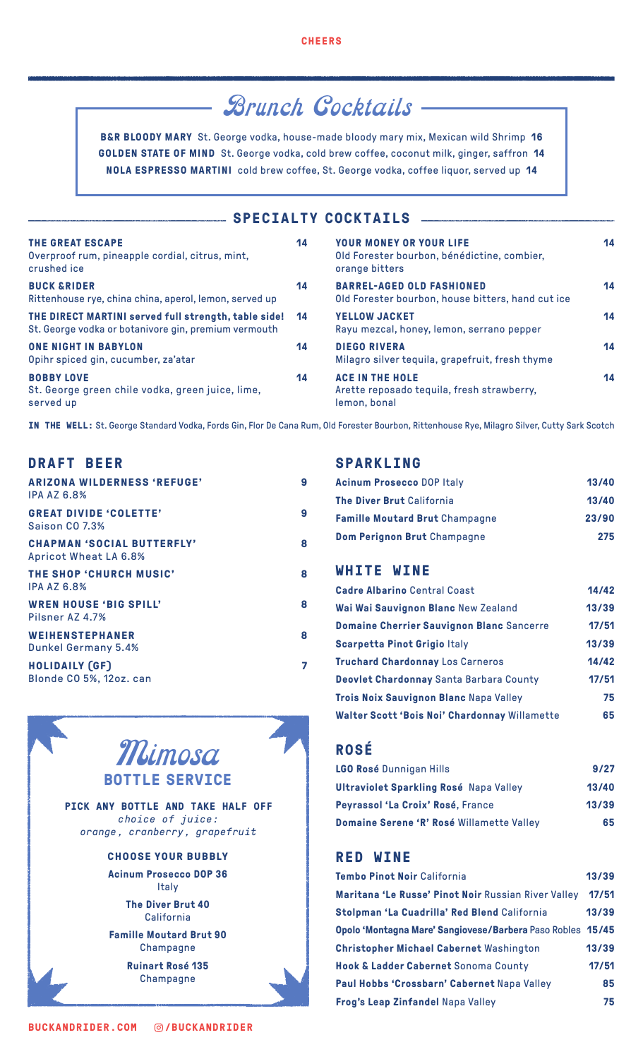CHEERS

# Brunch Cocktails

**B&R BLOODY MARY** St. George vodka, house-made bloody mary mix, Mexican wild Shrimp **16**

**GOLDEN STATE OF MIND** St. George vodka, cold brew coffee, coconut milk, ginger, saffron **14**

**NOLA ESPRESSO MARTINI** cold brew coffee, St. George vodka, coffee liquor, served up **14**

## SPECIALTY COCKTAILS

**THE GREAT ESCAPE** — 14
Overproof rum, pineapple cordial, citrus, mint, crushed ice

**BUCK &RIDER** — 14
Rittenhouse rye, china china, aperol, lemon, served up

**THE DIRECT MARTINI served full strength, table side!** — 14
St. George vodka or botanivore gin, premium vermouth

**ONE NIGHT IN BABYLON** — 14
Opihr spiced gin, cucumber, za'atar

**BOBBY LOVE** — 14
St. George green chile vodka, green juice, lime, served up

**YOUR MONEY OR YOUR LIFE** — 14
Old Forester bourbon, bénédictine, combier, orange bitters

**BARREL-AGED OLD FASHIONED** — 14
Old Forester bourbon, house bitters, hand cut ice

**YELLOW JACKET** — 14
Rayu mezcal, honey, lemon, serrano pepper

**DIEGO RIVERA** — 14
Milagro silver tequila, grapefruit, fresh thyme

**ACE IN THE HOLE** — 14
Arette reposado tequila, fresh strawberry, lemon, bonal

**IN THE WELL:** St. George Standard Vodka, Fords Gin, Flor De Cana Rum, Old Forester Bourbon, Rittenhouse Rye, Milagro Silver, Cutty Sark Scotch

## DRAFT BEER

| | |
|---|---|
| **ARIZONA WILDERNESS 'REFUGE'** IPA AZ 6.8% | 9 |
| **GREAT DIVIDE 'COLETTE'** Saison CO 7.3% | 9 |
| **CHAPMAN 'SOCIAL BUTTERFLY'** Apricot Wheat LA 6.8% | 8 |
| **THE SHOP 'CHURCH MUSIC'** IPA AZ 6.8% | 8 |
| **WREN HOUSE 'BIG SPILL'** Pilsner AZ 4.7% | 8 |
| **WEIHENSTEPHANER** Dunkel Germany 5.4% | 8 |
| **HOLIDAILY (GF)** Blonde CO 5%, 12oz. can | 7 |

## Mimosa BOTTLE SERVICE

**PICK ANY BOTTLE AND TAKE HALF OFF**

*choice of juice:*
*orange, cranberry, grapefruit*

**CHOOSE YOUR BUBBLY**

**Acinum Prosecco DOP 36**
Italy

**The Diver Brut 40**
California

**Famille Moutard Brut 90**
Champagne

**Ruinart Rosé 135**
Champagne

## SPARKLING

| | |
|---|---|
| **Acinum Prosecco** DOP Italy | 13/40 |
| **The Diver Brut** California | 13/40 |
| **Famille Moutard Brut** Champagne | 23/90 |
| **Dom Perignon Brut** Champagne | 275 |

## WHITE WINE

| | |
|---|---|
| **Cadre Albarino** Central Coast | 14/42 |
| **Wai Wai Sauvignon Blanc** New Zealand | 13/39 |
| **Domaine Cherrier Sauvignon Blanc** Sancerre | 17/51 |
| **Scarpetta Pinot Grigio** Italy | 13/39 |
| **Truchard Chardonnay** Los Carneros | 14/42 |
| **Deovlet Chardonnay** Santa Barbara County | 17/51 |
| **Trois Noix Sauvignon Blanc** Napa Valley | 75 |
| **Walter Scott 'Bois Noi' Chardonnay** Willamette | 65 |

## ROSÉ

| | |
|---|---|
| **LGO Rosé** Dunnigan Hills | 9/27 |
| **Ultraviolet Sparkling Rosé** Napa Valley | 13/40 |
| **Peyrassol 'La Croix' Rosé**, France | 13/39 |
| **Domaine Serene 'R' Rosé** Willamette Valley | 65 |

## RED WINE

| | |
|---|---|
| **Tembo Pinot Noir** California | 13/39 |
| **Maritana 'Le Russe' Pinot Noir** Russian River Valley | 17/51 |
| **Stolpman 'La Cuadrilla' Red Blend** California | 13/39 |
| **Opolo 'Montagna Mare' Sangiovese/Barbera** Paso Robles | 15/45 |
| **Christopher Michael Cabernet** Washington | 13/39 |
| **Hook & Ladder Cabernet** Sonoma County | 17/51 |
| **Paul Hobbs 'Crossbarn' Cabernet** Napa Valley | 85 |
| **Frog's Leap Zinfandel** Napa Valley | 75 |

BUCKANDRIDER.COM /BUCKANDRIDER